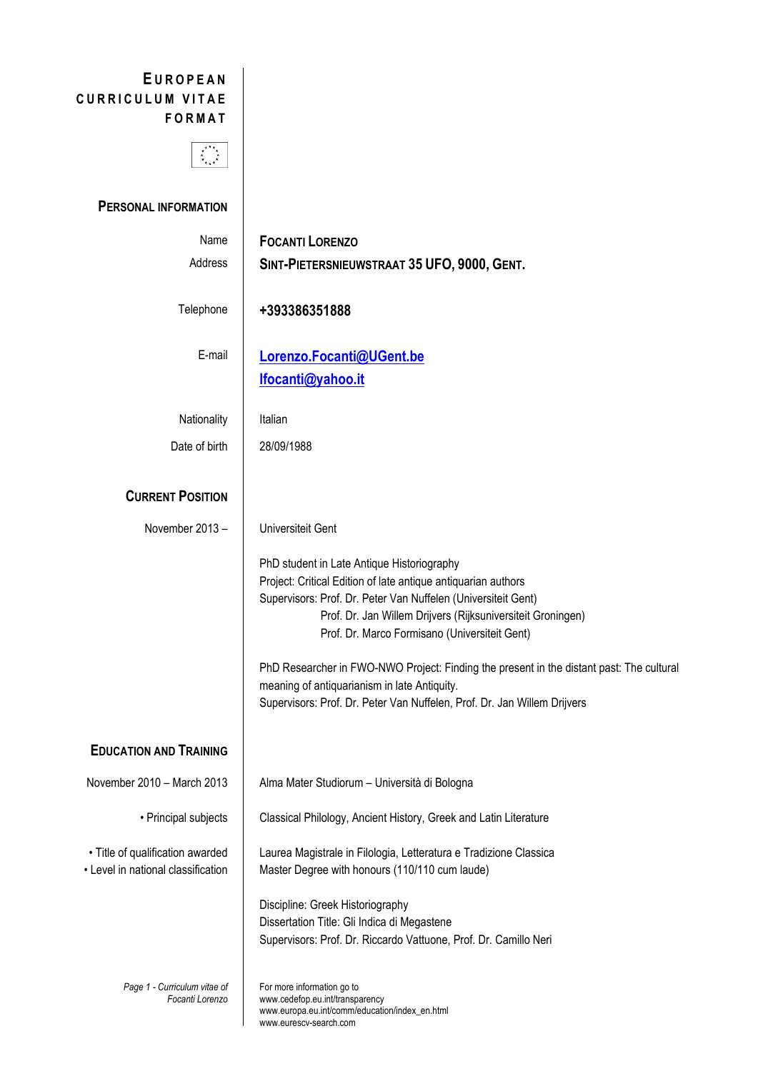# EUROPEAN CURRICULUM VITAE FORMAT

## PERSONAL INFORMATION

| | |
|---|---|
| Name | **FOCANTI LORENZO** |
| Address | **SINT-PIETERSNIEUWSTRAAT 35 UFO, 9000, GENT.** |
| Telephone | **+393386351888** |
| E-mail | **Lorenzo.Focanti@UGent.be** <br> **lfocanti@yahoo.it** |
| Nationality | Italian |
| Date of birth | 28/09/1988 |

## CURRENT POSITION

November 2013 –

Universiteit Gent

PhD student in Late Antique Historiography
Project: Critical Edition of late antique antiquarian authors
Supervisors: Prof. Dr. Peter Van Nuffelen (Universiteit Gent)
Prof. Dr. Jan Willem Drijvers (Rijksuniversiteit Groningen)
Prof. Dr. Marco Formisano (Universiteit Gent)

PhD Researcher in FWO-NWO Project: Finding the present in the distant past: The cultural meaning of antiquarianism in late Antiquity.
Supervisors: Prof. Dr. Peter Van Nuffelen, Prof. Dr. Jan Willem Drijvers

## EDUCATION AND TRAINING

November 2010 – March 2013

Alma Mater Studiorum – Università di Bologna

- Principal subjects: Classical Philology, Ancient History, Greek and Latin Literature
- Title of qualification awarded: Laurea Magistrale in Filologia, Letteratura e Tradizione Classica
- Level in national classification: Master Degree with honours (110/110 cum laude)

Discipline: Greek Historiography
Dissertation Title: Gli Indica di Megastene
Supervisors: Prof. Dr. Riccardo Vattuone, Prof. Dr. Camillo Neri

For more information go to
www.cedefop.eu.int/transparency
www.europa.eu.int/comm/education/index_en.html
www.eurescv-search.com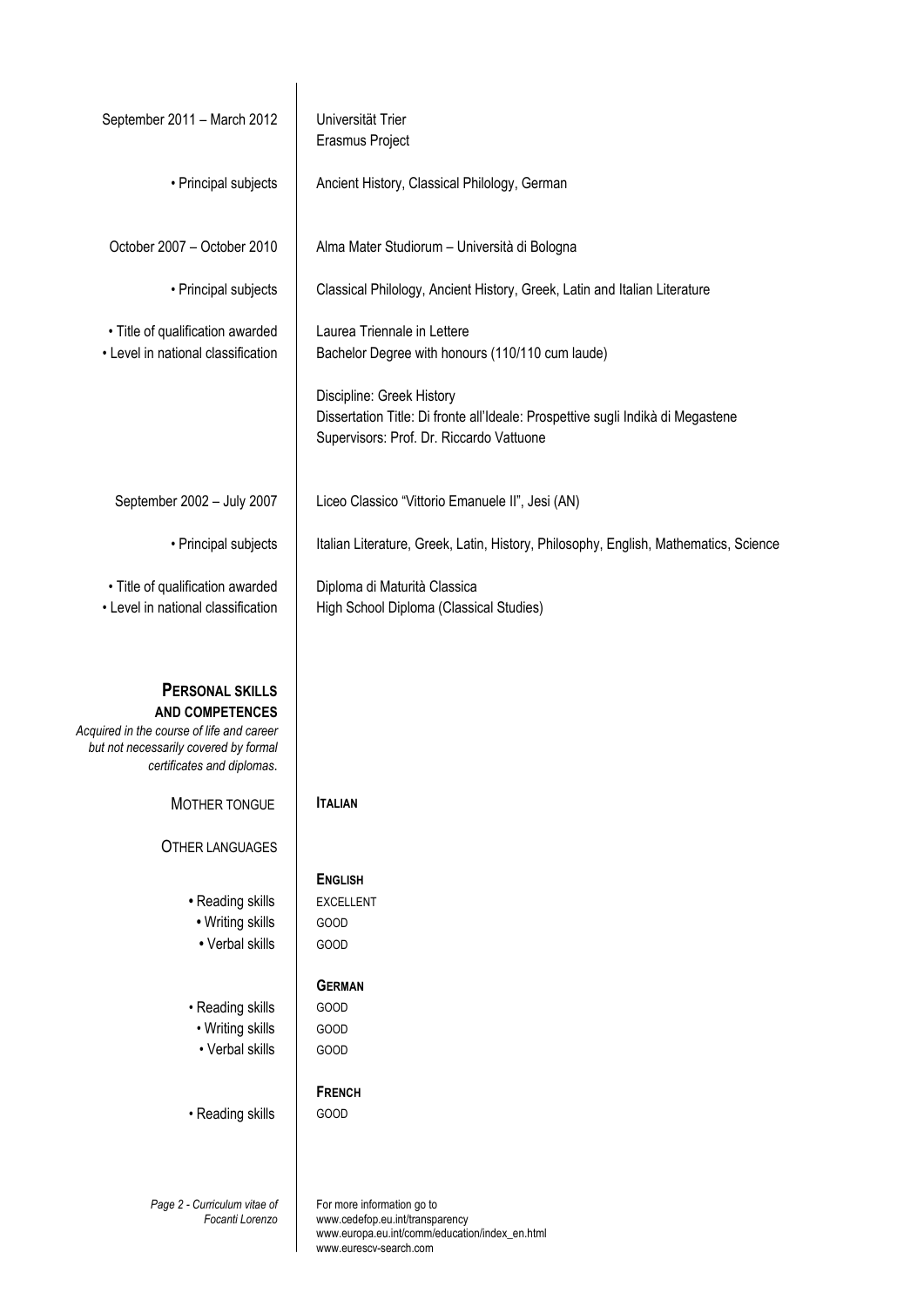| | |
|---|---|
| September 2011 – March 2012 | Universität Trier<br>Erasmus Project |
| • Principal subjects | Ancient History, Classical Philology, German |
| October 2007 – October 2010 | Alma Mater Studiorum – Università di Bologna |
| • Principal subjects | Classical Philology, Ancient History, Greek, Latin and Italian Literature |
| • Title of qualification awarded | Laurea Triennale in Lettere |
| • Level in national classification | Bachelor Degree with honours (110/110 cum laude) |
| | Discipline: Greek History<br>Dissertation Title: Di fronte all'Ideale: Prospettive sugli Indikà di Megastene<br>Supervisors: Prof. Dr. Riccardo Vattuone |
| September 2002 – July 2007 | Liceo Classico "Vittorio Emanuele II", Jesi (AN) |
| • Principal subjects | Italian Literature, Greek, Latin, History, Philosophy, English, Mathematics, Science |
| • Title of qualification awarded | Diploma di Maturità Classica |
| • Level in national classification | High School Diploma (Classical Studies) |

## PERSONAL SKILLS AND COMPETENCES

*Acquired in the course of life and career but not necessarily covered by formal certificates and diplomas.*

| | |
|---|---|
| MOTHER TONGUE | **ITALIAN** |
| OTHER LANGUAGES | |
| | **ENGLISH** |
| • Reading skills | EXCELLENT |
| • Writing skills | GOOD |
| • Verbal skills | GOOD |
| | **GERMAN** |
| • Reading skills | GOOD |
| • Writing skills | GOOD |
| • Verbal skills | GOOD |
| | **FRENCH** |
| • Reading skills | GOOD |

For more information go to
www.cedefop.eu.int/transparency
www.europa.eu.int/comm/education/index_en.html
www.eurescv-search.com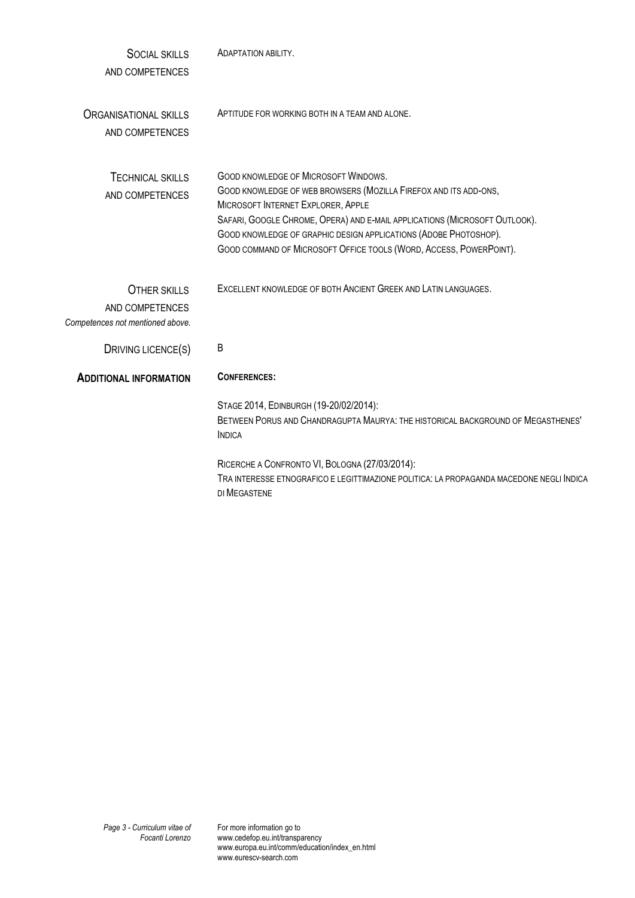**Social skills and competences**

Adaptation ability.

**Organisational skills and competences**

Aptitude for working both in a team and alone.

**Technical skills and competences**

Good knowledge of Microsoft Windows.
Good knowledge of web browsers (Mozilla Firefox and its add-ons, Microsoft Internet Explorer, Apple Safari, Google Chrome, Opera) and e-mail applications (Microsoft Outlook).
Good knowledge of graphic design applications (Adobe Photoshop).
Good command of Microsoft Office tools (Word, Access, PowerPoint).

**Other skills and competences**
*Competences not mentioned above.*

Excellent knowledge of both Ancient Greek and Latin languages.

**Driving licence(s)**

B

## Additional information

**Conferences:**

Stage 2014, Edinburgh (19-20/02/2014):
Between Porus and Chandragupta Maurya: the historical background of Megasthenes' Indica

Ricerche a Confronto VI, Bologna (27/03/2014):
Tra interesse etnografico e legittimazione politica: la propaganda macedone negli Indica di Megastene

For more information go to
www.cedefop.eu.int/transparency
www.europa.eu.int/comm/education/index_en.html
www.eurescv-search.com